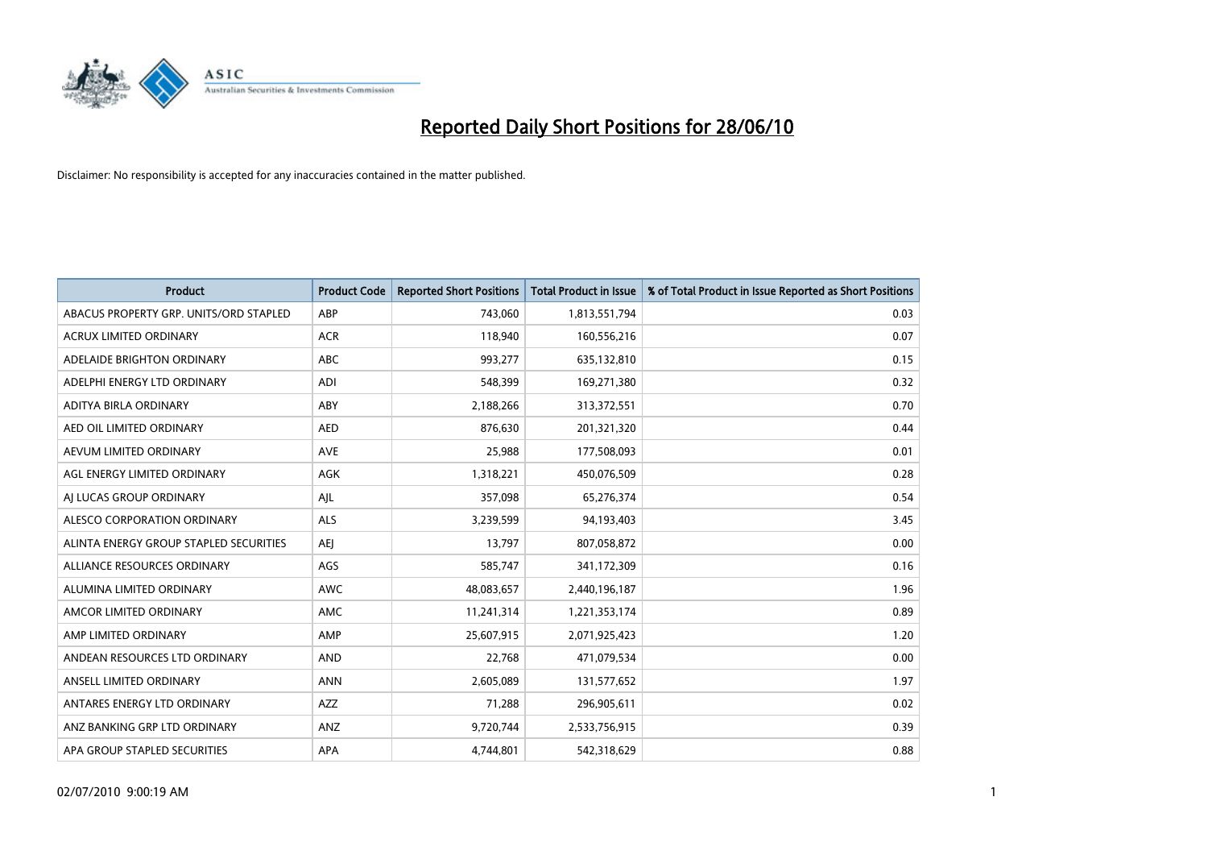# Reported Daily Short Positions for 28/06/10

Disclaimer: No responsibility is accepted for any inaccuracies contained in the matter published.

| Product | Product Code | Reported Short Positions | Total Product in Issue | % of Total Product in Issue Reported as Short Positions |
|---|---|---|---|---|
| ABACUS PROPERTY GRP. UNITS/ORD STAPLED | ABP | 743,060 | 1,813,551,794 | 0.03 |
| ACRUX LIMITED ORDINARY | ACR | 118,940 | 160,556,216 | 0.07 |
| ADELAIDE BRIGHTON ORDINARY | ABC | 993,277 | 635,132,810 | 0.15 |
| ADELPHI ENERGY LTD ORDINARY | ADI | 548,399 | 169,271,380 | 0.32 |
| ADITYA BIRLA ORDINARY | ABY | 2,188,266 | 313,372,551 | 0.70 |
| AED OIL LIMITED ORDINARY | AED | 876,630 | 201,321,320 | 0.44 |
| AEVUM LIMITED ORDINARY | AVE | 25,988 | 177,508,093 | 0.01 |
| AGL ENERGY LIMITED ORDINARY | AGK | 1,318,221 | 450,076,509 | 0.28 |
| AJ LUCAS GROUP ORDINARY | AJL | 357,098 | 65,276,374 | 0.54 |
| ALESCO CORPORATION ORDINARY | ALS | 3,239,599 | 94,193,403 | 3.45 |
| ALINTA ENERGY GROUP STAPLED SECURITIES | AEJ | 13,797 | 807,058,872 | 0.00 |
| ALLIANCE RESOURCES ORDINARY | AGS | 585,747 | 341,172,309 | 0.16 |
| ALUMINA LIMITED ORDINARY | AWC | 48,083,657 | 2,440,196,187 | 1.96 |
| AMCOR LIMITED ORDINARY | AMC | 11,241,314 | 1,221,353,174 | 0.89 |
| AMP LIMITED ORDINARY | AMP | 25,607,915 | 2,071,925,423 | 1.20 |
| ANDEAN RESOURCES LTD ORDINARY | AND | 22,768 | 471,079,534 | 0.00 |
| ANSELL LIMITED ORDINARY | ANN | 2,605,089 | 131,577,652 | 1.97 |
| ANTARES ENERGY LTD ORDINARY | AZZ | 71,288 | 296,905,611 | 0.02 |
| ANZ BANKING GRP LTD ORDINARY | ANZ | 9,720,744 | 2,533,756,915 | 0.39 |
| APA GROUP STAPLED SECURITIES | APA | 4,744,801 | 542,318,629 | 0.88 |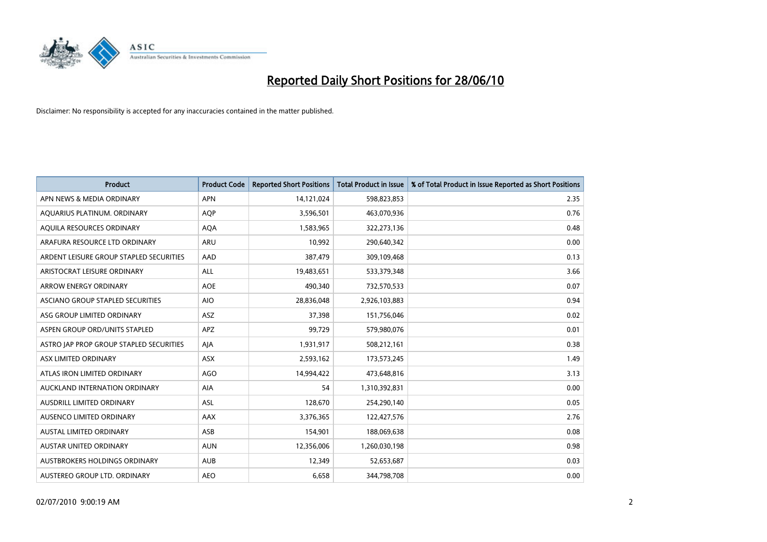# Reported Daily Short Positions for 28/06/10

Disclaimer: No responsibility is accepted for any inaccuracies contained in the matter published.

| Product | Product Code | Reported Short Positions | Total Product in Issue | % of Total Product in Issue Reported as Short Positions |
|---|---|---|---|---|
| APN NEWS & MEDIA ORDINARY | APN | 14,121,024 | 598,823,853 | 2.35 |
| AQUARIUS PLATINUM. ORDINARY | AQP | 3,596,501 | 463,070,936 | 0.76 |
| AQUILA RESOURCES ORDINARY | AQA | 1,583,965 | 322,273,136 | 0.48 |
| ARAFURA RESOURCE LTD ORDINARY | ARU | 10,992 | 290,640,342 | 0.00 |
| ARDENT LEISURE GROUP STAPLED SECURITIES | AAD | 387,479 | 309,109,468 | 0.13 |
| ARISTOCRAT LEISURE ORDINARY | ALL | 19,483,651 | 533,379,348 | 3.66 |
| ARROW ENERGY ORDINARY | AOE | 490,340 | 732,570,533 | 0.07 |
| ASCIANO GROUP STAPLED SECURITIES | AIO | 28,836,048 | 2,926,103,883 | 0.94 |
| ASG GROUP LIMITED ORDINARY | ASZ | 37,398 | 151,756,046 | 0.02 |
| ASPEN GROUP ORD/UNITS STAPLED | APZ | 99,729 | 579,980,076 | 0.01 |
| ASTRO JAP PROP GROUP STAPLED SECURITIES | AJA | 1,931,917 | 508,212,161 | 0.38 |
| ASX LIMITED ORDINARY | ASX | 2,593,162 | 173,573,245 | 1.49 |
| ATLAS IRON LIMITED ORDINARY | AGO | 14,994,422 | 473,648,816 | 3.13 |
| AUCKLAND INTERNATION ORDINARY | AIA | 54 | 1,310,392,831 | 0.00 |
| AUSDRILL LIMITED ORDINARY | ASL | 128,670 | 254,290,140 | 0.05 |
| AUSENCO LIMITED ORDINARY | AAX | 3,376,365 | 122,427,576 | 2.76 |
| AUSTAL LIMITED ORDINARY | ASB | 154,901 | 188,069,638 | 0.08 |
| AUSTAR UNITED ORDINARY | AUN | 12,356,006 | 1,260,030,198 | 0.98 |
| AUSTBROKERS HOLDINGS ORDINARY | AUB | 12,349 | 52,653,687 | 0.03 |
| AUSTEREO GROUP LTD. ORDINARY | AEO | 6,658 | 344,798,708 | 0.00 |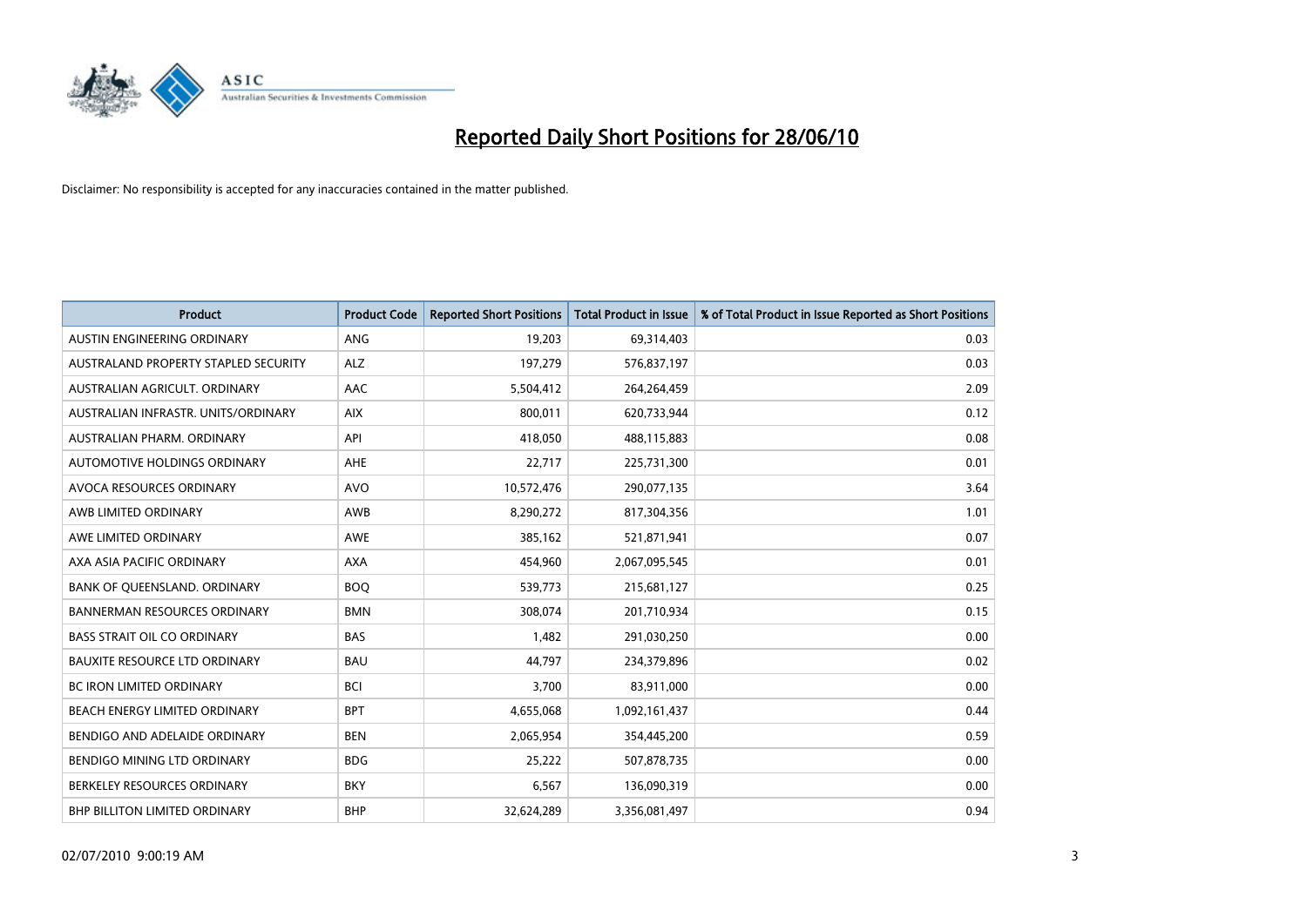# Reported Daily Short Positions for 28/06/10

Disclaimer: No responsibility is accepted for any inaccuracies contained in the matter published.

| Product | Product Code | Reported Short Positions | Total Product in Issue | % of Total Product in Issue Reported as Short Positions |
|---|---|---|---|---|
| AUSTIN ENGINEERING ORDINARY | ANG | 19,203 | 69,314,403 | 0.03 |
| AUSTRALAND PROPERTY STAPLED SECURITY | ALZ | 197,279 | 576,837,197 | 0.03 |
| AUSTRALIAN AGRICULT. ORDINARY | AAC | 5,504,412 | 264,264,459 | 2.09 |
| AUSTRALIAN INFRASTR. UNITS/ORDINARY | AIX | 800,011 | 620,733,944 | 0.12 |
| AUSTRALIAN PHARM. ORDINARY | API | 418,050 | 488,115,883 | 0.08 |
| AUTOMOTIVE HOLDINGS ORDINARY | AHE | 22,717 | 225,731,300 | 0.01 |
| AVOCA RESOURCES ORDINARY | AVO | 10,572,476 | 290,077,135 | 3.64 |
| AWB LIMITED ORDINARY | AWB | 8,290,272 | 817,304,356 | 1.01 |
| AWE LIMITED ORDINARY | AWE | 385,162 | 521,871,941 | 0.07 |
| AXA ASIA PACIFIC ORDINARY | AXA | 454,960 | 2,067,095,545 | 0.01 |
| BANK OF QUEENSLAND. ORDINARY | BOQ | 539,773 | 215,681,127 | 0.25 |
| BANNERMAN RESOURCES ORDINARY | BMN | 308,074 | 201,710,934 | 0.15 |
| BASS STRAIT OIL CO ORDINARY | BAS | 1,482 | 291,030,250 | 0.00 |
| BAUXITE RESOURCE LTD ORDINARY | BAU | 44,797 | 234,379,896 | 0.02 |
| BC IRON LIMITED ORDINARY | BCI | 3,700 | 83,911,000 | 0.00 |
| BEACH ENERGY LIMITED ORDINARY | BPT | 4,655,068 | 1,092,161,437 | 0.44 |
| BENDIGO AND ADELAIDE ORDINARY | BEN | 2,065,954 | 354,445,200 | 0.59 |
| BENDIGO MINING LTD ORDINARY | BDG | 25,222 | 507,878,735 | 0.00 |
| BERKELEY RESOURCES ORDINARY | BKY | 6,567 | 136,090,319 | 0.00 |
| BHP BILLITON LIMITED ORDINARY | BHP | 32,624,289 | 3,356,081,497 | 0.94 |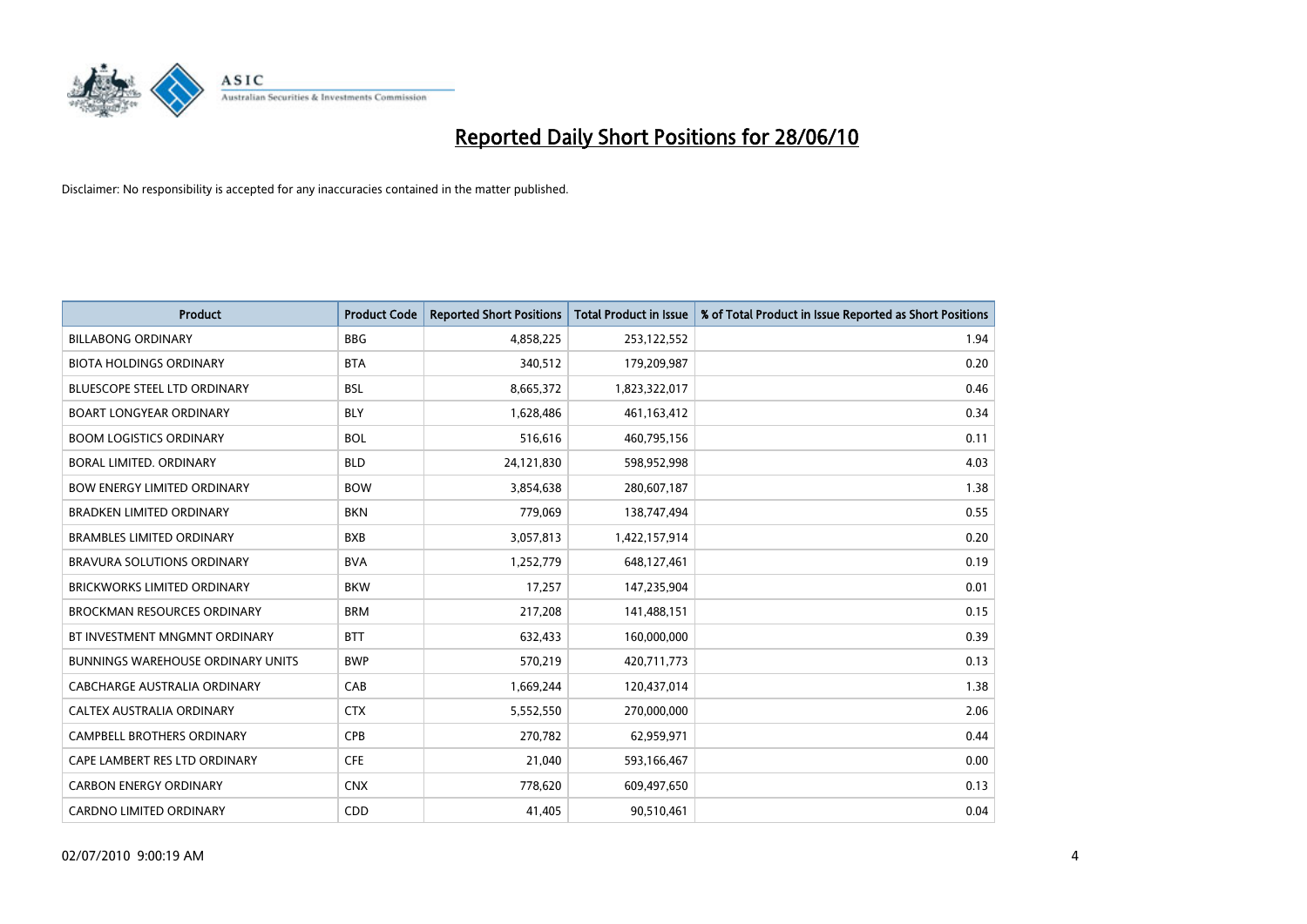# Reported Daily Short Positions for 28/06/10

Disclaimer: No responsibility is accepted for any inaccuracies contained in the matter published.

| Product | Product Code | Reported Short Positions | Total Product in Issue | % of Total Product in Issue Reported as Short Positions |
|---|---|---|---|---|
| BILLABONG ORDINARY | BBG | 4,858,225 | 253,122,552 | 1.94 |
| BIOTA HOLDINGS ORDINARY | BTA | 340,512 | 179,209,987 | 0.20 |
| BLUESCOPE STEEL LTD ORDINARY | BSL | 8,665,372 | 1,823,322,017 | 0.46 |
| BOART LONGYEAR ORDINARY | BLY | 1,628,486 | 461,163,412 | 0.34 |
| BOOM LOGISTICS ORDINARY | BOL | 516,616 | 460,795,156 | 0.11 |
| BORAL LIMITED. ORDINARY | BLD | 24,121,830 | 598,952,998 | 4.03 |
| BOW ENERGY LIMITED ORDINARY | BOW | 3,854,638 | 280,607,187 | 1.38 |
| BRADKEN LIMITED ORDINARY | BKN | 779,069 | 138,747,494 | 0.55 |
| BRAMBLES LIMITED ORDINARY | BXB | 3,057,813 | 1,422,157,914 | 0.20 |
| BRAVURA SOLUTIONS ORDINARY | BVA | 1,252,779 | 648,127,461 | 0.19 |
| BRICKWORKS LIMITED ORDINARY | BKW | 17,257 | 147,235,904 | 0.01 |
| BROCKMAN RESOURCES ORDINARY | BRM | 217,208 | 141,488,151 | 0.15 |
| BT INVESTMENT MNGMNT ORDINARY | BTT | 632,433 | 160,000,000 | 0.39 |
| BUNNINGS WAREHOUSE ORDINARY UNITS | BWP | 570,219 | 420,711,773 | 0.13 |
| CABCHARGE AUSTRALIA ORDINARY | CAB | 1,669,244 | 120,437,014 | 1.38 |
| CALTEX AUSTRALIA ORDINARY | CTX | 5,552,550 | 270,000,000 | 2.06 |
| CAMPBELL BROTHERS ORDINARY | CPB | 270,782 | 62,959,971 | 0.44 |
| CAPE LAMBERT RES LTD ORDINARY | CFE | 21,040 | 593,166,467 | 0.00 |
| CARBON ENERGY ORDINARY | CNX | 778,620 | 609,497,650 | 0.13 |
| CARDNO LIMITED ORDINARY | CDD | 41,405 | 90,510,461 | 0.04 |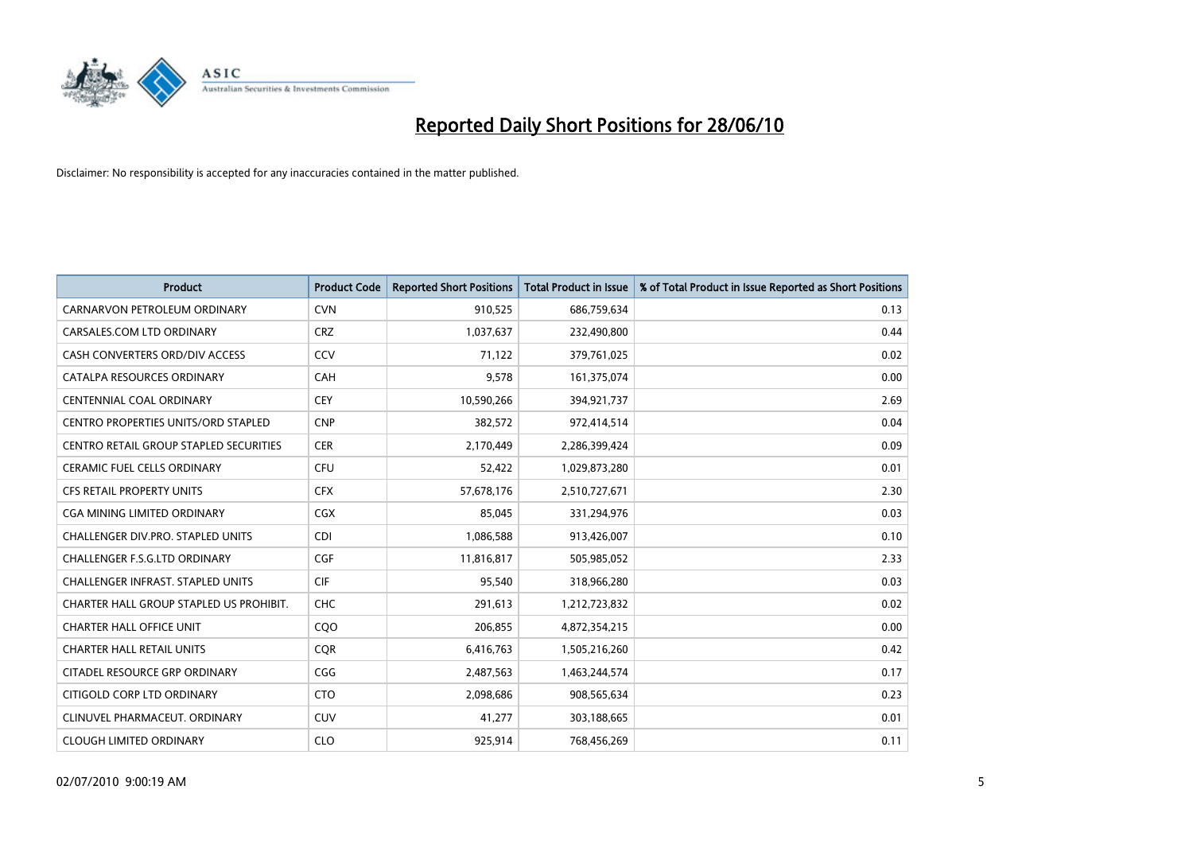# Reported Daily Short Positions for 28/06/10

Disclaimer: No responsibility is accepted for any inaccuracies contained in the matter published.

| Product | Product Code | Reported Short Positions | Total Product in Issue | % of Total Product in Issue Reported as Short Positions |
|---|---|---|---|---|
| CARNARVON PETROLEUM ORDINARY | CVN | 910,525 | 686,759,634 | 0.13 |
| CARSALES.COM LTD ORDINARY | CRZ | 1,037,637 | 232,490,800 | 0.44 |
| CASH CONVERTERS ORD/DIV ACCESS | CCV | 71,122 | 379,761,025 | 0.02 |
| CATALPA RESOURCES ORDINARY | CAH | 9,578 | 161,375,074 | 0.00 |
| CENTENNIAL COAL ORDINARY | CEY | 10,590,266 | 394,921,737 | 2.69 |
| CENTRO PROPERTIES UNITS/ORD STAPLED | CNP | 382,572 | 972,414,514 | 0.04 |
| CENTRO RETAIL GROUP STAPLED SECURITIES | CER | 2,170,449 | 2,286,399,424 | 0.09 |
| CERAMIC FUEL CELLS ORDINARY | CFU | 52,422 | 1,029,873,280 | 0.01 |
| CFS RETAIL PROPERTY UNITS | CFX | 57,678,176 | 2,510,727,671 | 2.30 |
| CGA MINING LIMITED ORDINARY | CGX | 85,045 | 331,294,976 | 0.03 |
| CHALLENGER DIV.PRO. STAPLED UNITS | CDI | 1,086,588 | 913,426,007 | 0.10 |
| CHALLENGER F.S.G.LTD ORDINARY | CGF | 11,816,817 | 505,985,052 | 2.33 |
| CHALLENGER INFRAST. STAPLED UNITS | CIF | 95,540 | 318,966,280 | 0.03 |
| CHARTER HALL GROUP STAPLED US PROHIBIT. | CHC | 291,613 | 1,212,723,832 | 0.02 |
| CHARTER HALL OFFICE UNIT | CQO | 206,855 | 4,872,354,215 | 0.00 |
| CHARTER HALL RETAIL UNITS | CQR | 6,416,763 | 1,505,216,260 | 0.42 |
| CITADEL RESOURCE GRP ORDINARY | CGG | 2,487,563 | 1,463,244,574 | 0.17 |
| CITIGOLD CORP LTD ORDINARY | CTO | 2,098,686 | 908,565,634 | 0.23 |
| CLINUVEL PHARMACEUT. ORDINARY | CUV | 41,277 | 303,188,665 | 0.01 |
| CLOUGH LIMITED ORDINARY | CLO | 925,914 | 768,456,269 | 0.11 |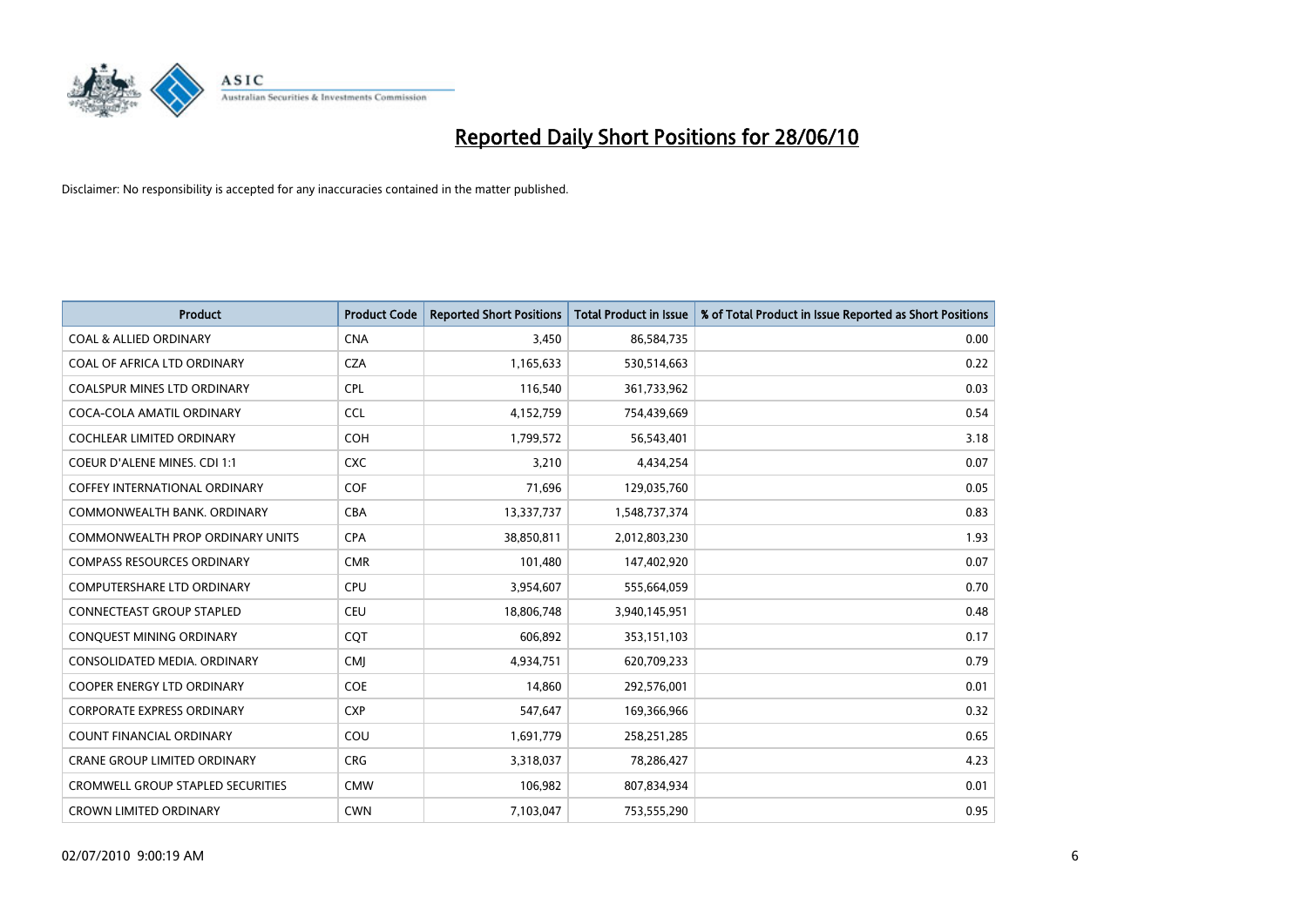# Reported Daily Short Positions for 28/06/10

Disclaimer: No responsibility is accepted for any inaccuracies contained in the matter published.

| Product | Product Code | Reported Short Positions | Total Product in Issue | % of Total Product in Issue Reported as Short Positions |
|---|---|---|---|---|
| COAL & ALLIED ORDINARY | CNA | 3,450 | 86,584,735 | 0.00 |
| COAL OF AFRICA LTD ORDINARY | CZA | 1,165,633 | 530,514,663 | 0.22 |
| COALSPUR MINES LTD ORDINARY | CPL | 116,540 | 361,733,962 | 0.03 |
| COCA-COLA AMATIL ORDINARY | CCL | 4,152,759 | 754,439,669 | 0.54 |
| COCHLEAR LIMITED ORDINARY | COH | 1,799,572 | 56,543,401 | 3.18 |
| COEUR D'ALENE MINES. CDI 1:1 | CXC | 3,210 | 4,434,254 | 0.07 |
| COFFEY INTERNATIONAL ORDINARY | COF | 71,696 | 129,035,760 | 0.05 |
| COMMONWEALTH BANK. ORDINARY | CBA | 13,337,737 | 1,548,737,374 | 0.83 |
| COMMONWEALTH PROP ORDINARY UNITS | CPA | 38,850,811 | 2,012,803,230 | 1.93 |
| COMPASS RESOURCES ORDINARY | CMR | 101,480 | 147,402,920 | 0.07 |
| COMPUTERSHARE LTD ORDINARY | CPU | 3,954,607 | 555,664,059 | 0.70 |
| CONNECTEAST GROUP STAPLED | CEU | 18,806,748 | 3,940,145,951 | 0.48 |
| CONQUEST MINING ORDINARY | CQT | 606,892 | 353,151,103 | 0.17 |
| CONSOLIDATED MEDIA. ORDINARY | CMJ | 4,934,751 | 620,709,233 | 0.79 |
| COOPER ENERGY LTD ORDINARY | COE | 14,860 | 292,576,001 | 0.01 |
| CORPORATE EXPRESS ORDINARY | CXP | 547,647 | 169,366,966 | 0.32 |
| COUNT FINANCIAL ORDINARY | COU | 1,691,779 | 258,251,285 | 0.65 |
| CRANE GROUP LIMITED ORDINARY | CRG | 3,318,037 | 78,286,427 | 4.23 |
| CROMWELL GROUP STAPLED SECURITIES | CMW | 106,982 | 807,834,934 | 0.01 |
| CROWN LIMITED ORDINARY | CWN | 7,103,047 | 753,555,290 | 0.95 |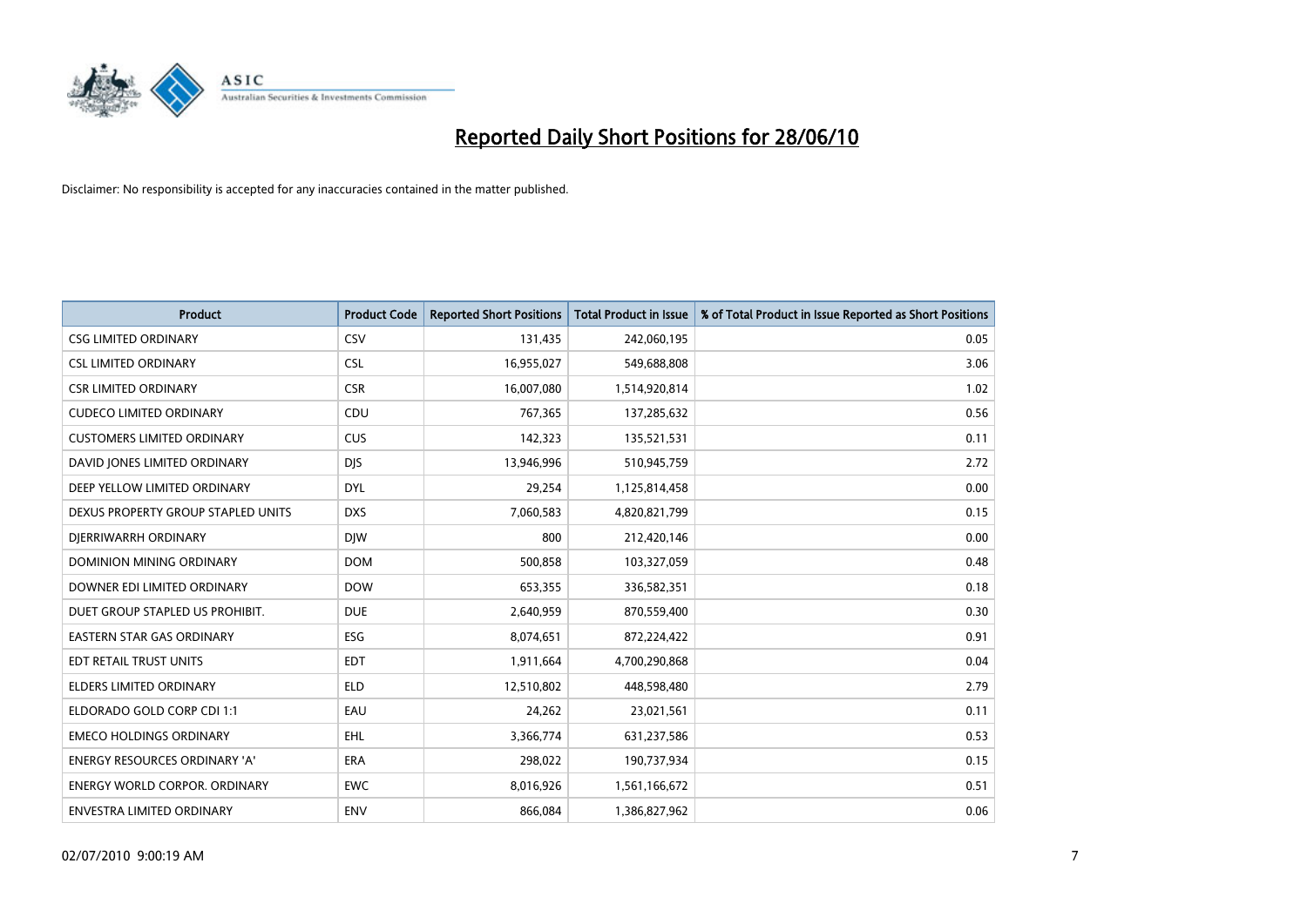# Reported Daily Short Positions for 28/06/10

Disclaimer: No responsibility is accepted for any inaccuracies contained in the matter published.

| Product | Product Code | Reported Short Positions | Total Product in Issue | % of Total Product in Issue Reported as Short Positions |
|---|---|---|---|---|
| CSG LIMITED ORDINARY | CSV | 131,435 | 242,060,195 | 0.05 |
| CSL LIMITED ORDINARY | CSL | 16,955,027 | 549,688,808 | 3.06 |
| CSR LIMITED ORDINARY | CSR | 16,007,080 | 1,514,920,814 | 1.02 |
| CUDECO LIMITED ORDINARY | CDU | 767,365 | 137,285,632 | 0.56 |
| CUSTOMERS LIMITED ORDINARY | CUS | 142,323 | 135,521,531 | 0.11 |
| DAVID JONES LIMITED ORDINARY | DJS | 13,946,996 | 510,945,759 | 2.72 |
| DEEP YELLOW LIMITED ORDINARY | DYL | 29,254 | 1,125,814,458 | 0.00 |
| DEXUS PROPERTY GROUP STAPLED UNITS | DXS | 7,060,583 | 4,820,821,799 | 0.15 |
| DJERRIWARRH ORDINARY | DJW | 800 | 212,420,146 | 0.00 |
| DOMINION MINING ORDINARY | DOM | 500,858 | 103,327,059 | 0.48 |
| DOWNER EDI LIMITED ORDINARY | DOW | 653,355 | 336,582,351 | 0.18 |
| DUET GROUP STAPLED US PROHIBIT. | DUE | 2,640,959 | 870,559,400 | 0.30 |
| EASTERN STAR GAS ORDINARY | ESG | 8,074,651 | 872,224,422 | 0.91 |
| EDT RETAIL TRUST UNITS | EDT | 1,911,664 | 4,700,290,868 | 0.04 |
| ELDERS LIMITED ORDINARY | ELD | 12,510,802 | 448,598,480 | 2.79 |
| ELDORADO GOLD CORP CDI 1:1 | EAU | 24,262 | 23,021,561 | 0.11 |
| EMECO HOLDINGS ORDINARY | EHL | 3,366,774 | 631,237,586 | 0.53 |
| ENERGY RESOURCES ORDINARY 'A' | ERA | 298,022 | 190,737,934 | 0.15 |
| ENERGY WORLD CORPOR. ORDINARY | EWC | 8,016,926 | 1,561,166,672 | 0.51 |
| ENVESTRA LIMITED ORDINARY | ENV | 866,084 | 1,386,827,962 | 0.06 |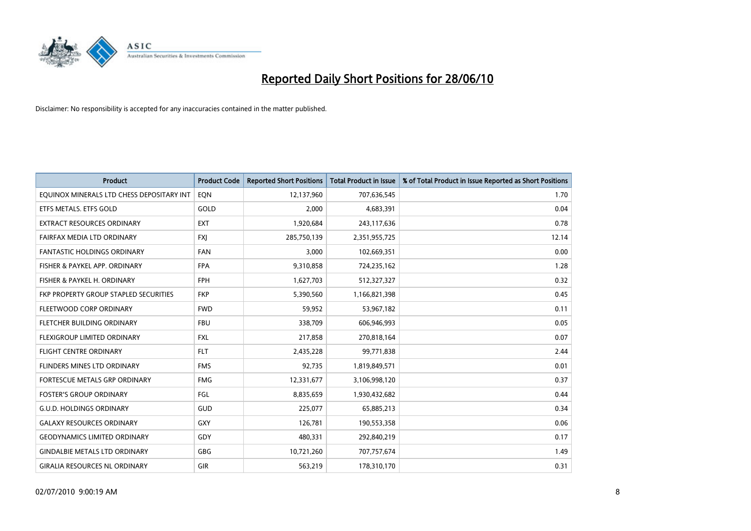# Reported Daily Short Positions for 28/06/10

Disclaimer: No responsibility is accepted for any inaccuracies contained in the matter published.

| Product | Product Code | Reported Short Positions | Total Product in Issue | % of Total Product in Issue Reported as Short Positions |
| --- | --- | --- | --- | --- |
| EQUINOX MINERALS LTD CHESS DEPOSITARY INT | EQN | 12,137,960 | 707,636,545 | 1.70 |
| ETFS METALS. ETFS GOLD | GOLD | 2,000 | 4,683,391 | 0.04 |
| EXTRACT RESOURCES ORDINARY | EXT | 1,920,684 | 243,117,636 | 0.78 |
| FAIRFAX MEDIA LTD ORDINARY | FXJ | 285,750,139 | 2,351,955,725 | 12.14 |
| FANTASTIC HOLDINGS ORDINARY | FAN | 3,000 | 102,669,351 | 0.00 |
| FISHER & PAYKEL APP. ORDINARY | FPA | 9,310,858 | 724,235,162 | 1.28 |
| FISHER & PAYKEL H. ORDINARY | FPH | 1,627,703 | 512,327,327 | 0.32 |
| FKP PROPERTY GROUP STAPLED SECURITIES | FKP | 5,390,560 | 1,166,821,398 | 0.45 |
| FLEETWOOD CORP ORDINARY | FWD | 59,952 | 53,967,182 | 0.11 |
| FLETCHER BUILDING ORDINARY | FBU | 338,709 | 606,946,993 | 0.05 |
| FLEXIGROUP LIMITED ORDINARY | FXL | 217,858 | 270,818,164 | 0.07 |
| FLIGHT CENTRE ORDINARY | FLT | 2,435,228 | 99,771,838 | 2.44 |
| FLINDERS MINES LTD ORDINARY | FMS | 92,735 | 1,819,849,571 | 0.01 |
| FORTESCUE METALS GRP ORDINARY | FMG | 12,331,677 | 3,106,998,120 | 0.37 |
| FOSTER'S GROUP ORDINARY | FGL | 8,835,659 | 1,930,432,682 | 0.44 |
| G.U.D. HOLDINGS ORDINARY | GUD | 225,077 | 65,885,213 | 0.34 |
| GALAXY RESOURCES ORDINARY | GXY | 126,781 | 190,553,358 | 0.06 |
| GEODYNAMICS LIMITED ORDINARY | GDY | 480,331 | 292,840,219 | 0.17 |
| GINDALBIE METALS LTD ORDINARY | GBG | 10,721,260 | 707,757,674 | 1.49 |
| GIRALIA RESOURCES NL ORDINARY | GIR | 563,219 | 178,310,170 | 0.31 |

02/07/2010 9:00:19 AM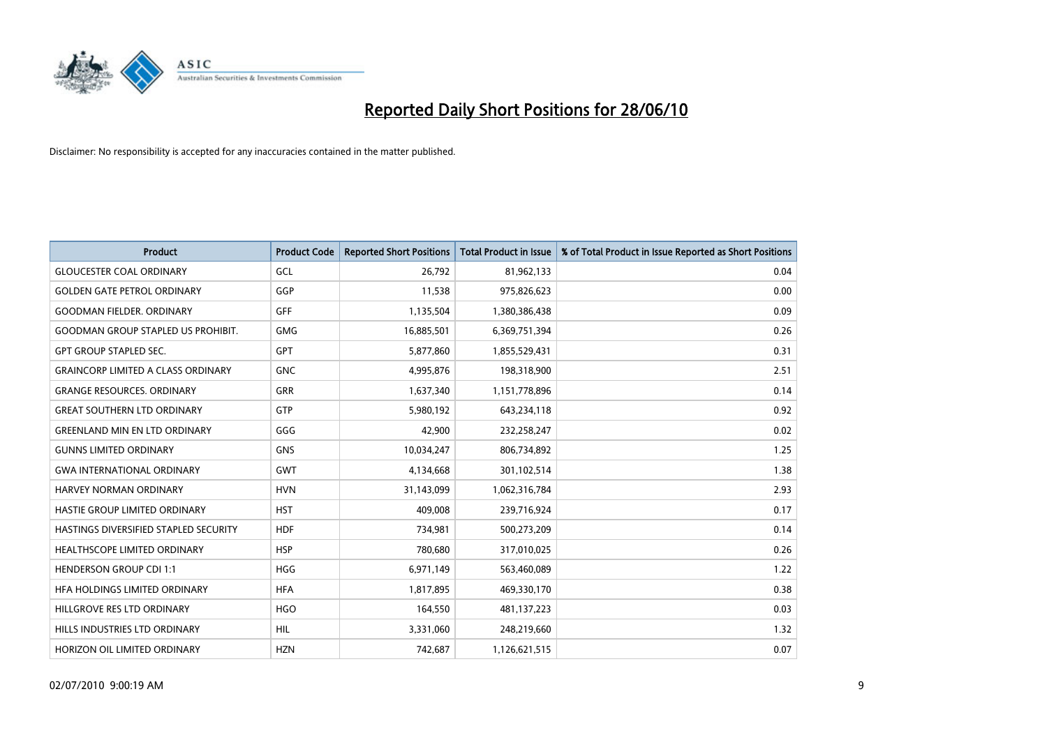# Reported Daily Short Positions for 28/06/10

Disclaimer: No responsibility is accepted for any inaccuracies contained in the matter published.

| Product | Product Code | Reported Short Positions | Total Product in Issue | % of Total Product in Issue Reported as Short Positions |
|---|---|---|---|---|
| GLOUCESTER COAL ORDINARY | GCL | 26,792 | 81,962,133 | 0.04 |
| GOLDEN GATE PETROL ORDINARY | GGP | 11,538 | 975,826,623 | 0.00 |
| GOODMAN FIELDER. ORDINARY | GFF | 1,135,504 | 1,380,386,438 | 0.09 |
| GOODMAN GROUP STAPLED US PROHIBIT. | GMG | 16,885,501 | 6,369,751,394 | 0.26 |
| GPT GROUP STAPLED SEC. | GPT | 5,877,860 | 1,855,529,431 | 0.31 |
| GRAINCORP LIMITED A CLASS ORDINARY | GNC | 4,995,876 | 198,318,900 | 2.51 |
| GRANGE RESOURCES. ORDINARY | GRR | 1,637,340 | 1,151,778,896 | 0.14 |
| GREAT SOUTHERN LTD ORDINARY | GTP | 5,980,192 | 643,234,118 | 0.92 |
| GREENLAND MIN EN LTD ORDINARY | GGG | 42,900 | 232,258,247 | 0.02 |
| GUNNS LIMITED ORDINARY | GNS | 10,034,247 | 806,734,892 | 1.25 |
| GWA INTERNATIONAL ORDINARY | GWT | 4,134,668 | 301,102,514 | 1.38 |
| HARVEY NORMAN ORDINARY | HVN | 31,143,099 | 1,062,316,784 | 2.93 |
| HASTIE GROUP LIMITED ORDINARY | HST | 409,008 | 239,716,924 | 0.17 |
| HASTINGS DIVERSIFIED STAPLED SECURITY | HDF | 734,981 | 500,273,209 | 0.14 |
| HEALTHSCOPE LIMITED ORDINARY | HSP | 780,680 | 317,010,025 | 0.26 |
| HENDERSON GROUP CDI 1:1 | HGG | 6,971,149 | 563,460,089 | 1.22 |
| HFA HOLDINGS LIMITED ORDINARY | HFA | 1,817,895 | 469,330,170 | 0.38 |
| HILLGROVE RES LTD ORDINARY | HGO | 164,550 | 481,137,223 | 0.03 |
| HILLS INDUSTRIES LTD ORDINARY | HIL | 3,331,060 | 248,219,660 | 1.32 |
| HORIZON OIL LIMITED ORDINARY | HZN | 742,687 | 1,126,621,515 | 0.07 |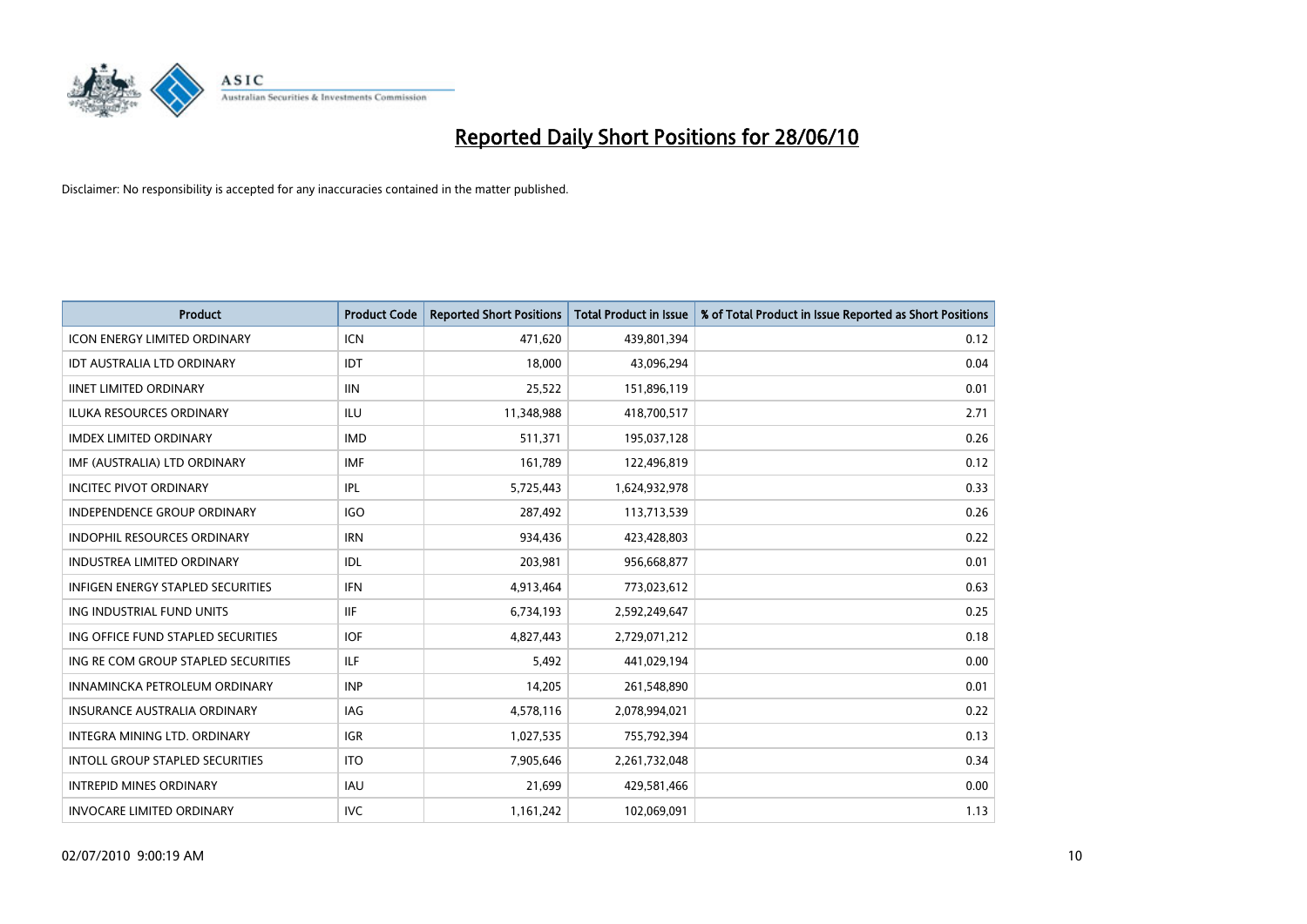# Reported Daily Short Positions for 28/06/10

Disclaimer: No responsibility is accepted for any inaccuracies contained in the matter published.

| Product | Product Code | Reported Short Positions | Total Product in Issue | % of Total Product in Issue Reported as Short Positions |
|---|---|---|---|---|
| ICON ENERGY LIMITED ORDINARY | ICN | 471,620 | 439,801,394 | 0.12 |
| IDT AUSTRALIA LTD ORDINARY | IDT | 18,000 | 43,096,294 | 0.04 |
| IINET LIMITED ORDINARY | IIN | 25,522 | 151,896,119 | 0.01 |
| ILUKA RESOURCES ORDINARY | ILU | 11,348,988 | 418,700,517 | 2.71 |
| IMDEX LIMITED ORDINARY | IMD | 511,371 | 195,037,128 | 0.26 |
| IMF (AUSTRALIA) LTD ORDINARY | IMF | 161,789 | 122,496,819 | 0.12 |
| INCITEC PIVOT ORDINARY | IPL | 5,725,443 | 1,624,932,978 | 0.33 |
| INDEPENDENCE GROUP ORDINARY | IGO | 287,492 | 113,713,539 | 0.26 |
| INDOPHIL RESOURCES ORDINARY | IRN | 934,436 | 423,428,803 | 0.22 |
| INDUSTREA LIMITED ORDINARY | IDL | 203,981 | 956,668,877 | 0.01 |
| INFIGEN ENERGY STAPLED SECURITIES | IFN | 4,913,464 | 773,023,612 | 0.63 |
| ING INDUSTRIAL FUND UNITS | IIF | 6,734,193 | 2,592,249,647 | 0.25 |
| ING OFFICE FUND STAPLED SECURITIES | IOF | 4,827,443 | 2,729,071,212 | 0.18 |
| ING RE COM GROUP STAPLED SECURITIES | ILF | 5,492 | 441,029,194 | 0.00 |
| INNAMINCKA PETROLEUM ORDINARY | INP | 14,205 | 261,548,890 | 0.01 |
| INSURANCE AUSTRALIA ORDINARY | IAG | 4,578,116 | 2,078,994,021 | 0.22 |
| INTEGRA MINING LTD. ORDINARY | IGR | 1,027,535 | 755,792,394 | 0.13 |
| INTOLL GROUP STAPLED SECURITIES | ITO | 7,905,646 | 2,261,732,048 | 0.34 |
| INTREPID MINES ORDINARY | IAU | 21,699 | 429,581,466 | 0.00 |
| INVOCARE LIMITED ORDINARY | IVC | 1,161,242 | 102,069,091 | 1.13 |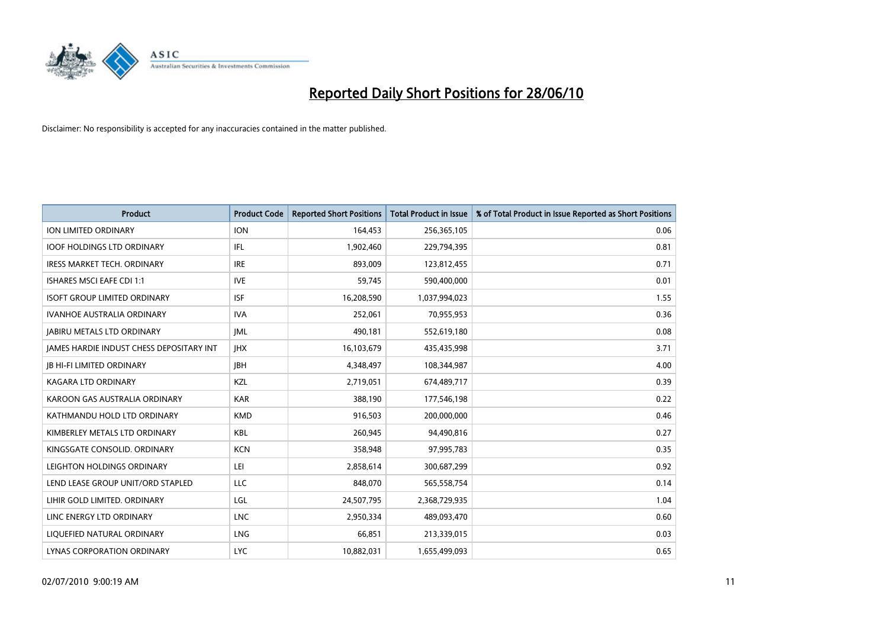# Reported Daily Short Positions for 28/06/10

Disclaimer: No responsibility is accepted for any inaccuracies contained in the matter published.

| Product | Product Code | Reported Short Positions | Total Product in Issue | % of Total Product in Issue Reported as Short Positions |
|---|---|---|---|---|
| ION LIMITED ORDINARY | ION | 164,453 | 256,365,105 | 0.06 |
| IOOF HOLDINGS LTD ORDINARY | IFL | 1,902,460 | 229,794,395 | 0.81 |
| IRESS MARKET TECH. ORDINARY | IRE | 893,009 | 123,812,455 | 0.71 |
| ISHARES MSCI EAFE CDI 1:1 | IVE | 59,745 | 590,400,000 | 0.01 |
| ISOFT GROUP LIMITED ORDINARY | ISF | 16,208,590 | 1,037,994,023 | 1.55 |
| IVANHOE AUSTRALIA ORDINARY | IVA | 252,061 | 70,955,953 | 0.36 |
| JABIRU METALS LTD ORDINARY | JML | 490,181 | 552,619,180 | 0.08 |
| JAMES HARDIE INDUST CHESS DEPOSITARY INT | JHX | 16,103,679 | 435,435,998 | 3.71 |
| JB HI-FI LIMITED ORDINARY | JBH | 4,348,497 | 108,344,987 | 4.00 |
| KAGARA LTD ORDINARY | KZL | 2,719,051 | 674,489,717 | 0.39 |
| KAROON GAS AUSTRALIA ORDINARY | KAR | 388,190 | 177,546,198 | 0.22 |
| KATHMANDU HOLD LTD ORDINARY | KMD | 916,503 | 200,000,000 | 0.46 |
| KIMBERLEY METALS LTD ORDINARY | KBL | 260,945 | 94,490,816 | 0.27 |
| KINGSGATE CONSOLID. ORDINARY | KCN | 358,948 | 97,995,783 | 0.35 |
| LEIGHTON HOLDINGS ORDINARY | LEI | 2,858,614 | 300,687,299 | 0.92 |
| LEND LEASE GROUP UNIT/ORD STAPLED | LLC | 848,070 | 565,558,754 | 0.14 |
| LIHIR GOLD LIMITED. ORDINARY | LGL | 24,507,795 | 2,368,729,935 | 1.04 |
| LINC ENERGY LTD ORDINARY | LNC | 2,950,334 | 489,093,470 | 0.60 |
| LIQUEFIED NATURAL ORDINARY | LNG | 66,851 | 213,339,015 | 0.03 |
| LYNAS CORPORATION ORDINARY | LYC | 10,882,031 | 1,655,499,093 | 0.65 |

02/07/2010 9:00:19 AM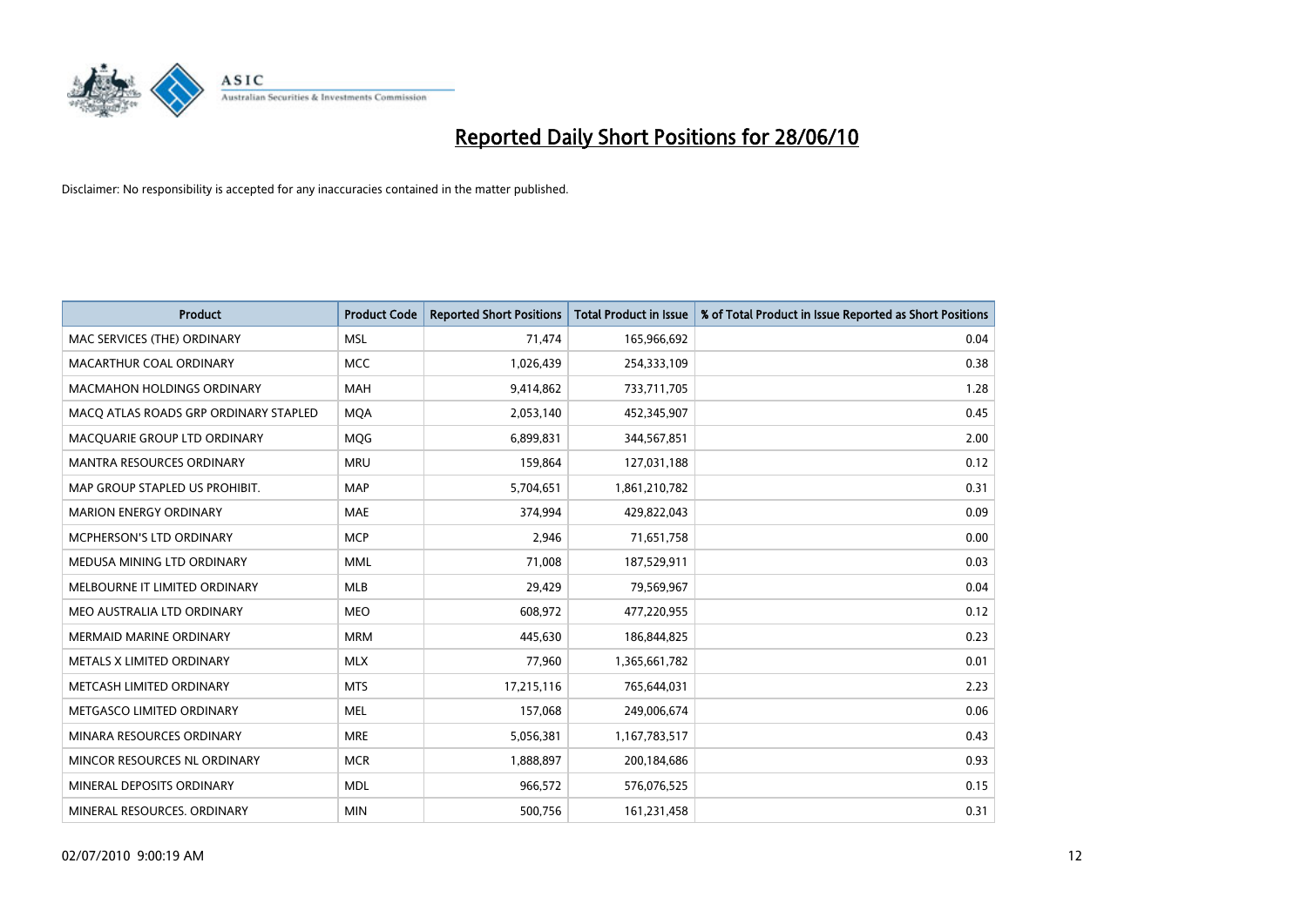# Reported Daily Short Positions for 28/06/10

Disclaimer: No responsibility is accepted for any inaccuracies contained in the matter published.

| Product | Product Code | Reported Short Positions | Total Product in Issue | % of Total Product in Issue Reported as Short Positions |
|---|---|---|---|---|
| MAC SERVICES (THE) ORDINARY | MSL | 71,474 | 165,966,692 | 0.04 |
| MACARTHUR COAL ORDINARY | MCC | 1,026,439 | 254,333,109 | 0.38 |
| MACMAHON HOLDINGS ORDINARY | MAH | 9,414,862 | 733,711,705 | 1.28 |
| MACQ ATLAS ROADS GRP ORDINARY STAPLED | MQA | 2,053,140 | 452,345,907 | 0.45 |
| MACQUARIE GROUP LTD ORDINARY | MQG | 6,899,831 | 344,567,851 | 2.00 |
| MANTRA RESOURCES ORDINARY | MRU | 159,864 | 127,031,188 | 0.12 |
| MAP GROUP STAPLED US PROHIBIT. | MAP | 5,704,651 | 1,861,210,782 | 0.31 |
| MARION ENERGY ORDINARY | MAE | 374,994 | 429,822,043 | 0.09 |
| MCPHERSON'S LTD ORDINARY | MCP | 2,946 | 71,651,758 | 0.00 |
| MEDUSA MINING LTD ORDINARY | MML | 71,008 | 187,529,911 | 0.03 |
| MELBOURNE IT LIMITED ORDINARY | MLB | 29,429 | 79,569,967 | 0.04 |
| MEO AUSTRALIA LTD ORDINARY | MEO | 608,972 | 477,220,955 | 0.12 |
| MERMAID MARINE ORDINARY | MRM | 445,630 | 186,844,825 | 0.23 |
| METALS X LIMITED ORDINARY | MLX | 77,960 | 1,365,661,782 | 0.01 |
| METCASH LIMITED ORDINARY | MTS | 17,215,116 | 765,644,031 | 2.23 |
| METGASCO LIMITED ORDINARY | MEL | 157,068 | 249,006,674 | 0.06 |
| MINARA RESOURCES ORDINARY | MRE | 5,056,381 | 1,167,783,517 | 0.43 |
| MINCOR RESOURCES NL ORDINARY | MCR | 1,888,897 | 200,184,686 | 0.93 |
| MINERAL DEPOSITS ORDINARY | MDL | 966,572 | 576,076,525 | 0.15 |
| MINERAL RESOURCES. ORDINARY | MIN | 500,756 | 161,231,458 | 0.31 |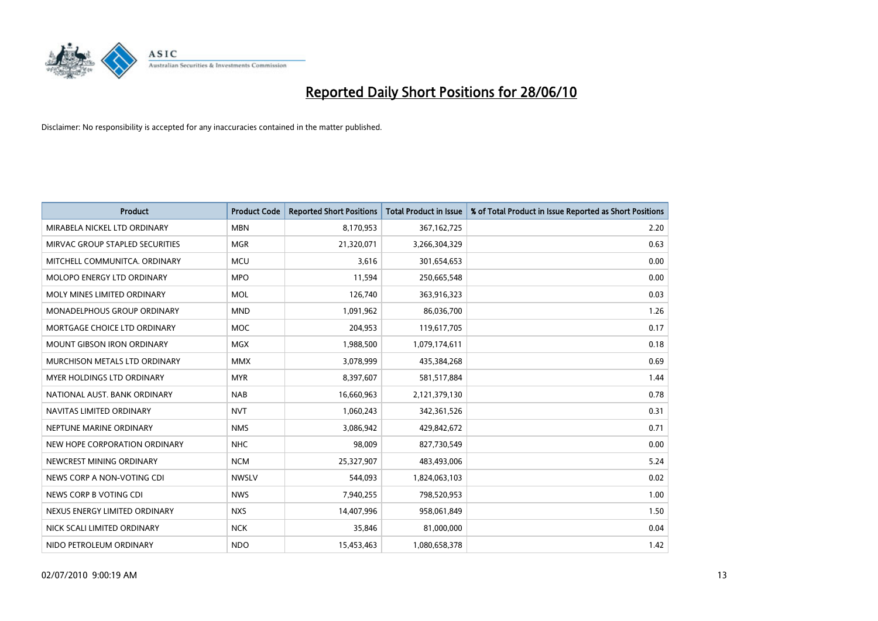# Reported Daily Short Positions for 28/06/10

Disclaimer: No responsibility is accepted for any inaccuracies contained in the matter published.

| Product | Product Code | Reported Short Positions | Total Product in Issue | % of Total Product in Issue Reported as Short Positions |
|---|---|---|---|---|
| MIRABELA NICKEL LTD ORDINARY | MBN | 8,170,953 | 367,162,725 | 2.20 |
| MIRVAC GROUP STAPLED SECURITIES | MGR | 21,320,071 | 3,266,304,329 | 0.63 |
| MITCHELL COMMUNITCA. ORDINARY | MCU | 3,616 | 301,654,653 | 0.00 |
| MOLOPO ENERGY LTD ORDINARY | MPO | 11,594 | 250,665,548 | 0.00 |
| MOLY MINES LIMITED ORDINARY | MOL | 126,740 | 363,916,323 | 0.03 |
| MONADELPHOUS GROUP ORDINARY | MND | 1,091,962 | 86,036,700 | 1.26 |
| MORTGAGE CHOICE LTD ORDINARY | MOC | 204,953 | 119,617,705 | 0.17 |
| MOUNT GIBSON IRON ORDINARY | MGX | 1,988,500 | 1,079,174,611 | 0.18 |
| MURCHISON METALS LTD ORDINARY | MMX | 3,078,999 | 435,384,268 | 0.69 |
| MYER HOLDINGS LTD ORDINARY | MYR | 8,397,607 | 581,517,884 | 1.44 |
| NATIONAL AUST. BANK ORDINARY | NAB | 16,660,963 | 2,121,379,130 | 0.78 |
| NAVITAS LIMITED ORDINARY | NVT | 1,060,243 | 342,361,526 | 0.31 |
| NEPTUNE MARINE ORDINARY | NMS | 3,086,942 | 429,842,672 | 0.71 |
| NEW HOPE CORPORATION ORDINARY | NHC | 98,009 | 827,730,549 | 0.00 |
| NEWCREST MINING ORDINARY | NCM | 25,327,907 | 483,493,006 | 5.24 |
| NEWS CORP A NON-VOTING CDI | NWSLV | 544,093 | 1,824,063,103 | 0.02 |
| NEWS CORP B VOTING CDI | NWS | 7,940,255 | 798,520,953 | 1.00 |
| NEXUS ENERGY LIMITED ORDINARY | NXS | 14,407,996 | 958,061,849 | 1.50 |
| NICK SCALI LIMITED ORDINARY | NCK | 35,846 | 81,000,000 | 0.04 |
| NIDO PETROLEUM ORDINARY | NDO | 15,453,463 | 1,080,658,378 | 1.42 |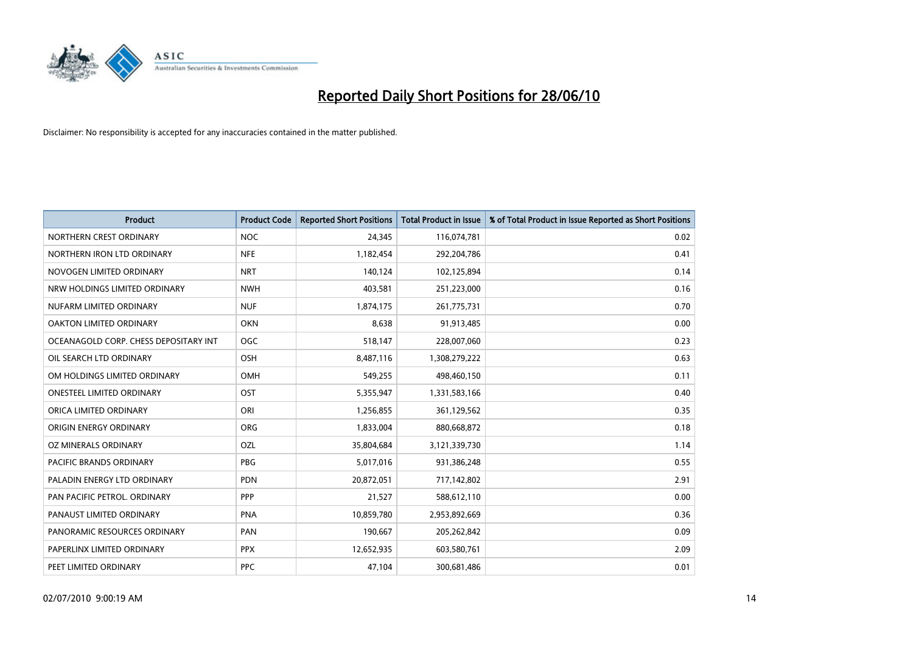# Reported Daily Short Positions for 28/06/10

Disclaimer: No responsibility is accepted for any inaccuracies contained in the matter published.

| Product | Product Code | Reported Short Positions | Total Product in Issue | % of Total Product in Issue Reported as Short Positions |
|---|---|---|---|---|
| NORTHERN CREST ORDINARY | NOC | 24,345 | 116,074,781 | 0.02 |
| NORTHERN IRON LTD ORDINARY | NFE | 1,182,454 | 292,204,786 | 0.41 |
| NOVOGEN LIMITED ORDINARY | NRT | 140,124 | 102,125,894 | 0.14 |
| NRW HOLDINGS LIMITED ORDINARY | NWH | 403,581 | 251,223,000 | 0.16 |
| NUFARM LIMITED ORDINARY | NUF | 1,874,175 | 261,775,731 | 0.70 |
| OAKTON LIMITED ORDINARY | OKN | 8,638 | 91,913,485 | 0.00 |
| OCEANAGOLD CORP. CHESS DEPOSITARY INT | OGC | 518,147 | 228,007,060 | 0.23 |
| OIL SEARCH LTD ORDINARY | OSH | 8,487,116 | 1,308,279,222 | 0.63 |
| OM HOLDINGS LIMITED ORDINARY | OMH | 549,255 | 498,460,150 | 0.11 |
| ONESTEEL LIMITED ORDINARY | OST | 5,355,947 | 1,331,583,166 | 0.40 |
| ORICA LIMITED ORDINARY | ORI | 1,256,855 | 361,129,562 | 0.35 |
| ORIGIN ENERGY ORDINARY | ORG | 1,833,004 | 880,668,872 | 0.18 |
| OZ MINERALS ORDINARY | OZL | 35,804,684 | 3,121,339,730 | 1.14 |
| PACIFIC BRANDS ORDINARY | PBG | 5,017,016 | 931,386,248 | 0.55 |
| PALADIN ENERGY LTD ORDINARY | PDN | 20,872,051 | 717,142,802 | 2.91 |
| PAN PACIFIC PETROL. ORDINARY | PPP | 21,527 | 588,612,110 | 0.00 |
| PANAUST LIMITED ORDINARY | PNA | 10,859,780 | 2,953,892,669 | 0.36 |
| PANORAMIC RESOURCES ORDINARY | PAN | 190,667 | 205,262,842 | 0.09 |
| PAPERLINX LIMITED ORDINARY | PPX | 12,652,935 | 603,580,761 | 2.09 |
| PEET LIMITED ORDINARY | PPC | 47,104 | 300,681,486 | 0.01 |

02/07/2010 9:00:19 AM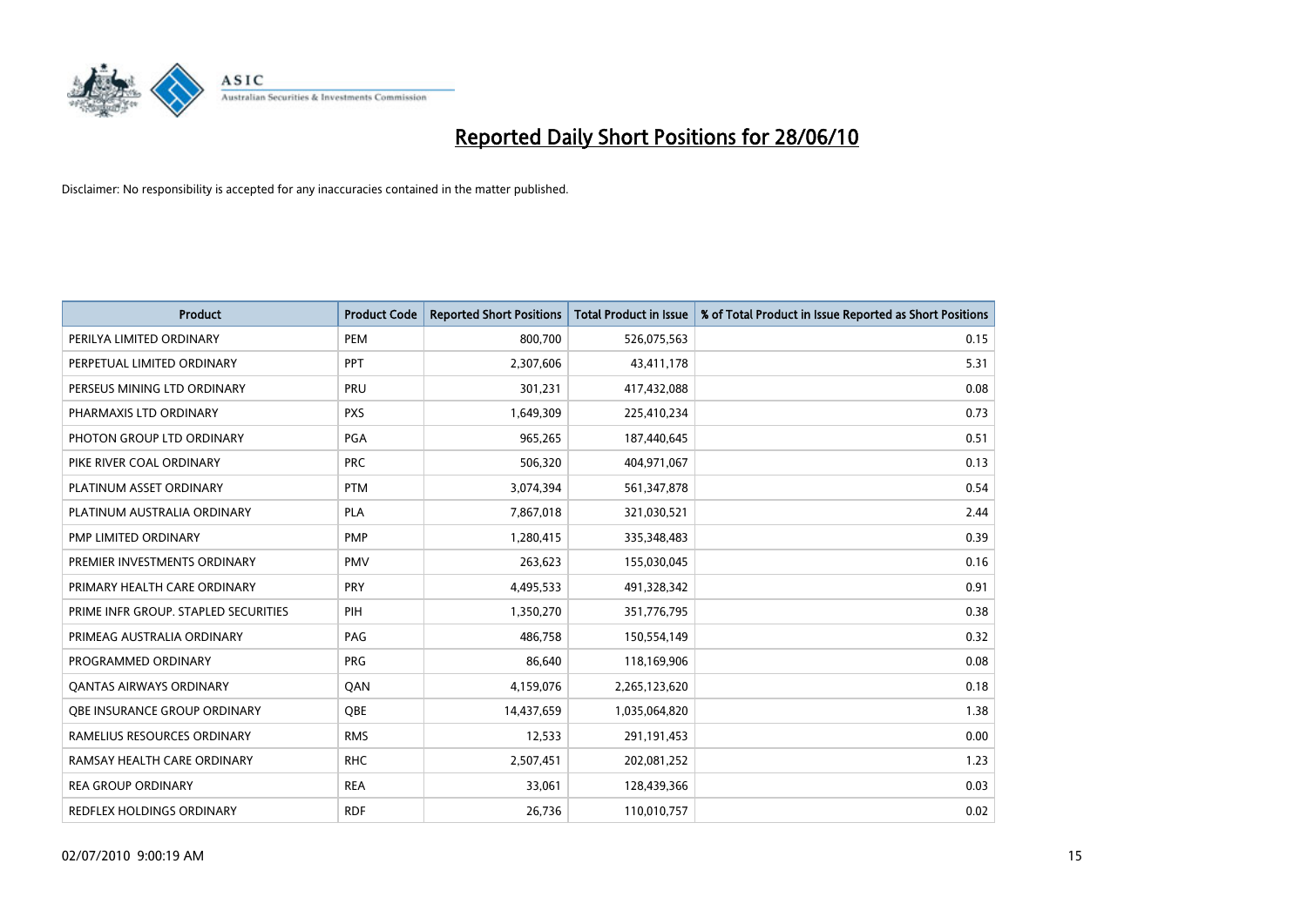# Reported Daily Short Positions for 28/06/10

Disclaimer: No responsibility is accepted for any inaccuracies contained in the matter published.

| Product | Product Code | Reported Short Positions | Total Product in Issue | % of Total Product in Issue Reported as Short Positions |
|---|---|---|---|---|
| PERILYA LIMITED ORDINARY | PEM | 800,700 | 526,075,563 | 0.15 |
| PERPETUAL LIMITED ORDINARY | PPT | 2,307,606 | 43,411,178 | 5.31 |
| PERSEUS MINING LTD ORDINARY | PRU | 301,231 | 417,432,088 | 0.08 |
| PHARMAXIS LTD ORDINARY | PXS | 1,649,309 | 225,410,234 | 0.73 |
| PHOTON GROUP LTD ORDINARY | PGA | 965,265 | 187,440,645 | 0.51 |
| PIKE RIVER COAL ORDINARY | PRC | 506,320 | 404,971,067 | 0.13 |
| PLATINUM ASSET ORDINARY | PTM | 3,074,394 | 561,347,878 | 0.54 |
| PLATINUM AUSTRALIA ORDINARY | PLA | 7,867,018 | 321,030,521 | 2.44 |
| PMP LIMITED ORDINARY | PMP | 1,280,415 | 335,348,483 | 0.39 |
| PREMIER INVESTMENTS ORDINARY | PMV | 263,623 | 155,030,045 | 0.16 |
| PRIMARY HEALTH CARE ORDINARY | PRY | 4,495,533 | 491,328,342 | 0.91 |
| PRIME INFR GROUP. STAPLED SECURITIES | PIH | 1,350,270 | 351,776,795 | 0.38 |
| PRIMEAG AUSTRALIA ORDINARY | PAG | 486,758 | 150,554,149 | 0.32 |
| PROGRAMMED ORDINARY | PRG | 86,640 | 118,169,906 | 0.08 |
| QANTAS AIRWAYS ORDINARY | QAN | 4,159,076 | 2,265,123,620 | 0.18 |
| QBE INSURANCE GROUP ORDINARY | QBE | 14,437,659 | 1,035,064,820 | 1.38 |
| RAMELIUS RESOURCES ORDINARY | RMS | 12,533 | 291,191,453 | 0.00 |
| RAMSAY HEALTH CARE ORDINARY | RHC | 2,507,451 | 202,081,252 | 1.23 |
| REA GROUP ORDINARY | REA | 33,061 | 128,439,366 | 0.03 |
| REDFLEX HOLDINGS ORDINARY | RDF | 26,736 | 110,010,757 | 0.02 |

02/07/2010 9:00:19 AM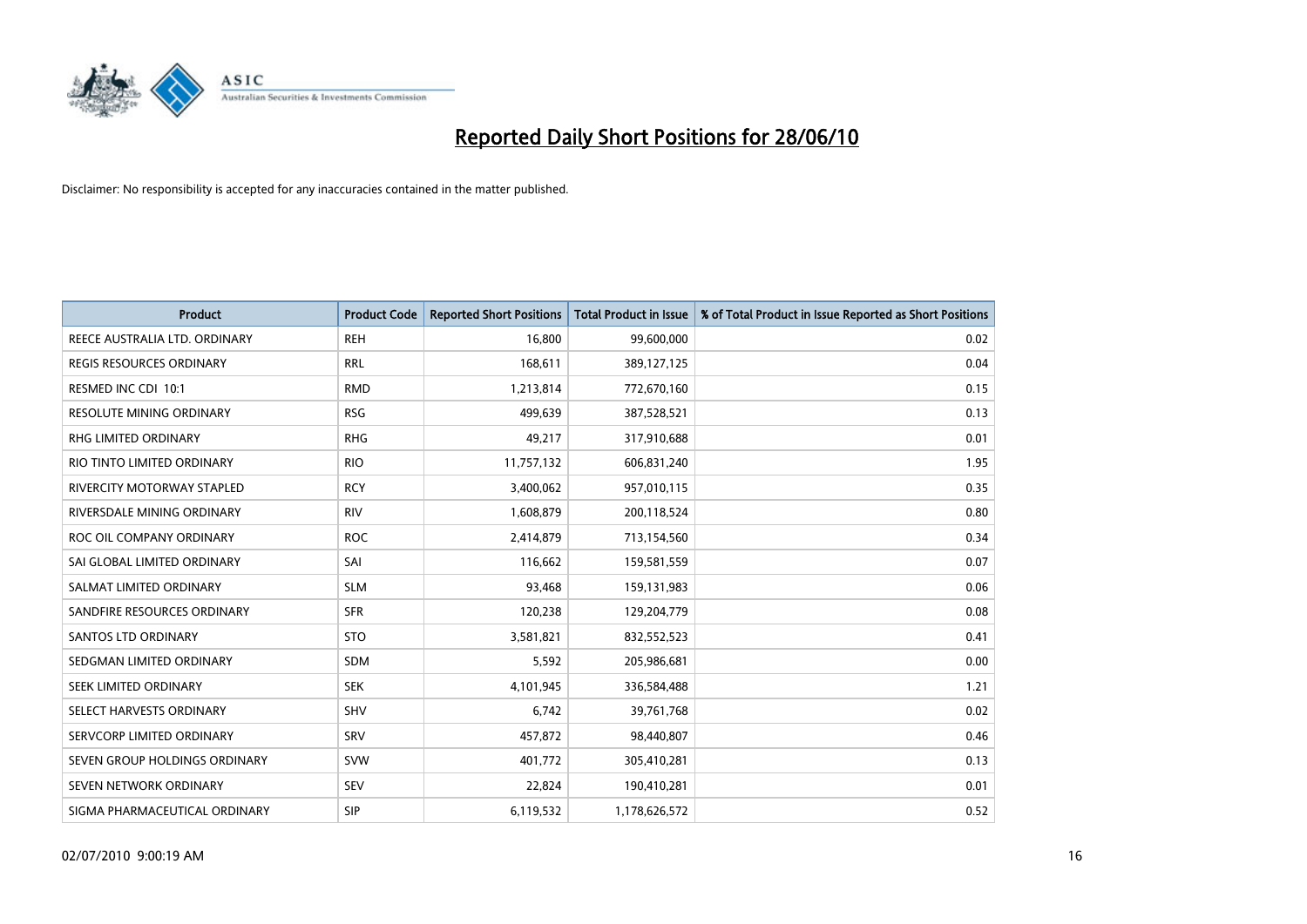# Reported Daily Short Positions for 28/06/10

Disclaimer: No responsibility is accepted for any inaccuracies contained in the matter published.

| Product | Product Code | Reported Short Positions | Total Product in Issue | % of Total Product in Issue Reported as Short Positions |
|---|---|---|---|---|
| REECE AUSTRALIA LTD. ORDINARY | REH | 16,800 | 99,600,000 | 0.02 |
| REGIS RESOURCES ORDINARY | RRL | 168,611 | 389,127,125 | 0.04 |
| RESMED INC CDI 10:1 | RMD | 1,213,814 | 772,670,160 | 0.15 |
| RESOLUTE MINING ORDINARY | RSG | 499,639 | 387,528,521 | 0.13 |
| RHG LIMITED ORDINARY | RHG | 49,217 | 317,910,688 | 0.01 |
| RIO TINTO LIMITED ORDINARY | RIO | 11,757,132 | 606,831,240 | 1.95 |
| RIVERCITY MOTORWAY STAPLED | RCY | 3,400,062 | 957,010,115 | 0.35 |
| RIVERSDALE MINING ORDINARY | RIV | 1,608,879 | 200,118,524 | 0.80 |
| ROC OIL COMPANY ORDINARY | ROC | 2,414,879 | 713,154,560 | 0.34 |
| SAI GLOBAL LIMITED ORDINARY | SAI | 116,662 | 159,581,559 | 0.07 |
| SALMAT LIMITED ORDINARY | SLM | 93,468 | 159,131,983 | 0.06 |
| SANDFIRE RESOURCES ORDINARY | SFR | 120,238 | 129,204,779 | 0.08 |
| SANTOS LTD ORDINARY | STO | 3,581,821 | 832,552,523 | 0.41 |
| SEDGMAN LIMITED ORDINARY | SDM | 5,592 | 205,986,681 | 0.00 |
| SEEK LIMITED ORDINARY | SEK | 4,101,945 | 336,584,488 | 1.21 |
| SELECT HARVESTS ORDINARY | SHV | 6,742 | 39,761,768 | 0.02 |
| SERVCORP LIMITED ORDINARY | SRV | 457,872 | 98,440,807 | 0.46 |
| SEVEN GROUP HOLDINGS ORDINARY | SVW | 401,772 | 305,410,281 | 0.13 |
| SEVEN NETWORK ORDINARY | SEV | 22,824 | 190,410,281 | 0.01 |
| SIGMA PHARMACEUTICAL ORDINARY | SIP | 6,119,532 | 1,178,626,572 | 0.52 |

02/07/2010 9:00:19 AM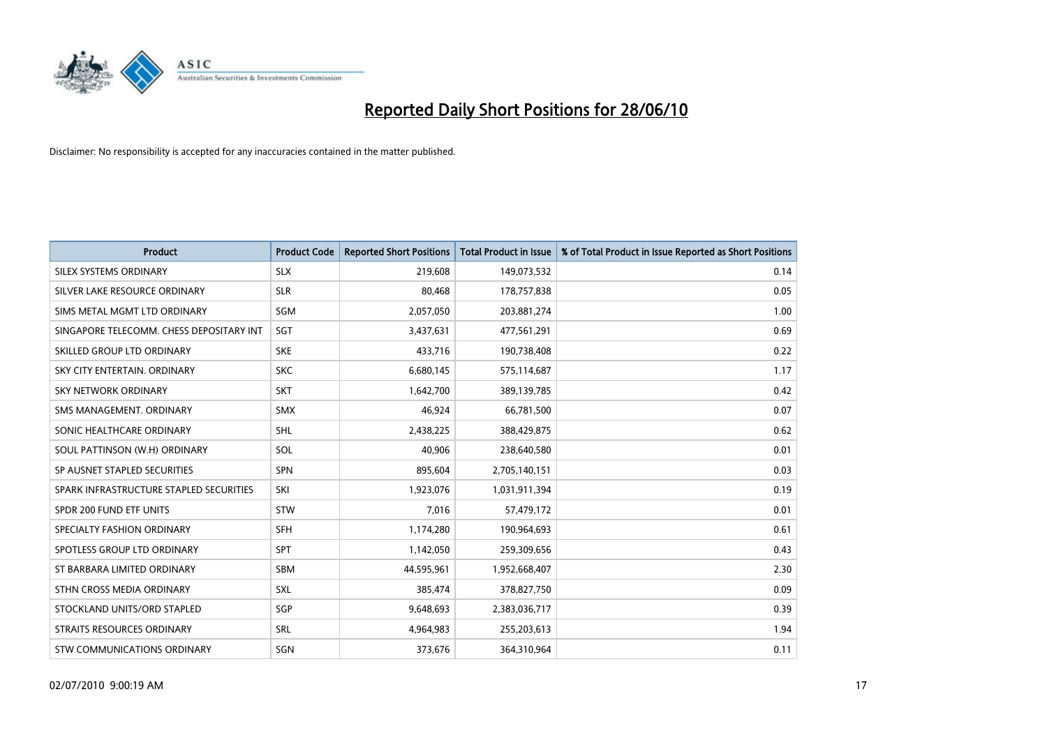# Reported Daily Short Positions for 28/06/10

Disclaimer: No responsibility is accepted for any inaccuracies contained in the matter published.

| Product | Product Code | Reported Short Positions | Total Product in Issue | % of Total Product in Issue Reported as Short Positions |
|---|---|---|---|---|
| SILEX SYSTEMS ORDINARY | SLX | 219,608 | 149,073,532 | 0.14 |
| SILVER LAKE RESOURCE ORDINARY | SLR | 80,468 | 178,757,838 | 0.05 |
| SIMS METAL MGMT LTD ORDINARY | SGM | 2,057,050 | 203,881,274 | 1.00 |
| SINGAPORE TELECOMM. CHESS DEPOSITARY INT | SGT | 3,437,631 | 477,561,291 | 0.69 |
| SKILLED GROUP LTD ORDINARY | SKE | 433,716 | 190,738,408 | 0.22 |
| SKY CITY ENTERTAIN. ORDINARY | SKC | 6,680,145 | 575,114,687 | 1.17 |
| SKY NETWORK ORDINARY | SKT | 1,642,700 | 389,139,785 | 0.42 |
| SMS MANAGEMENT. ORDINARY | SMX | 46,924 | 66,781,500 | 0.07 |
| SONIC HEALTHCARE ORDINARY | SHL | 2,438,225 | 388,429,875 | 0.62 |
| SOUL PATTINSON (W.H) ORDINARY | SOL | 40,906 | 238,640,580 | 0.01 |
| SP AUSNET STAPLED SECURITIES | SPN | 895,604 | 2,705,140,151 | 0.03 |
| SPARK INFRASTRUCTURE STAPLED SECURITIES | SKI | 1,923,076 | 1,031,911,394 | 0.19 |
| SPDR 200 FUND ETF UNITS | STW | 7,016 | 57,479,172 | 0.01 |
| SPECIALTY FASHION ORDINARY | SFH | 1,174,280 | 190,964,693 | 0.61 |
| SPOTLESS GROUP LTD ORDINARY | SPT | 1,142,050 | 259,309,656 | 0.43 |
| ST BARBARA LIMITED ORDINARY | SBM | 44,595,961 | 1,952,668,407 | 2.30 |
| STHN CROSS MEDIA ORDINARY | SXL | 385,474 | 378,827,750 | 0.09 |
| STOCKLAND UNITS/ORD STAPLED | SGP | 9,648,693 | 2,383,036,717 | 0.39 |
| STRAITS RESOURCES ORDINARY | SRL | 4,964,983 | 255,203,613 | 1.94 |
| STW COMMUNICATIONS ORDINARY | SGN | 373,676 | 364,310,964 | 0.11 |

02/07/2010 9:00:19 AM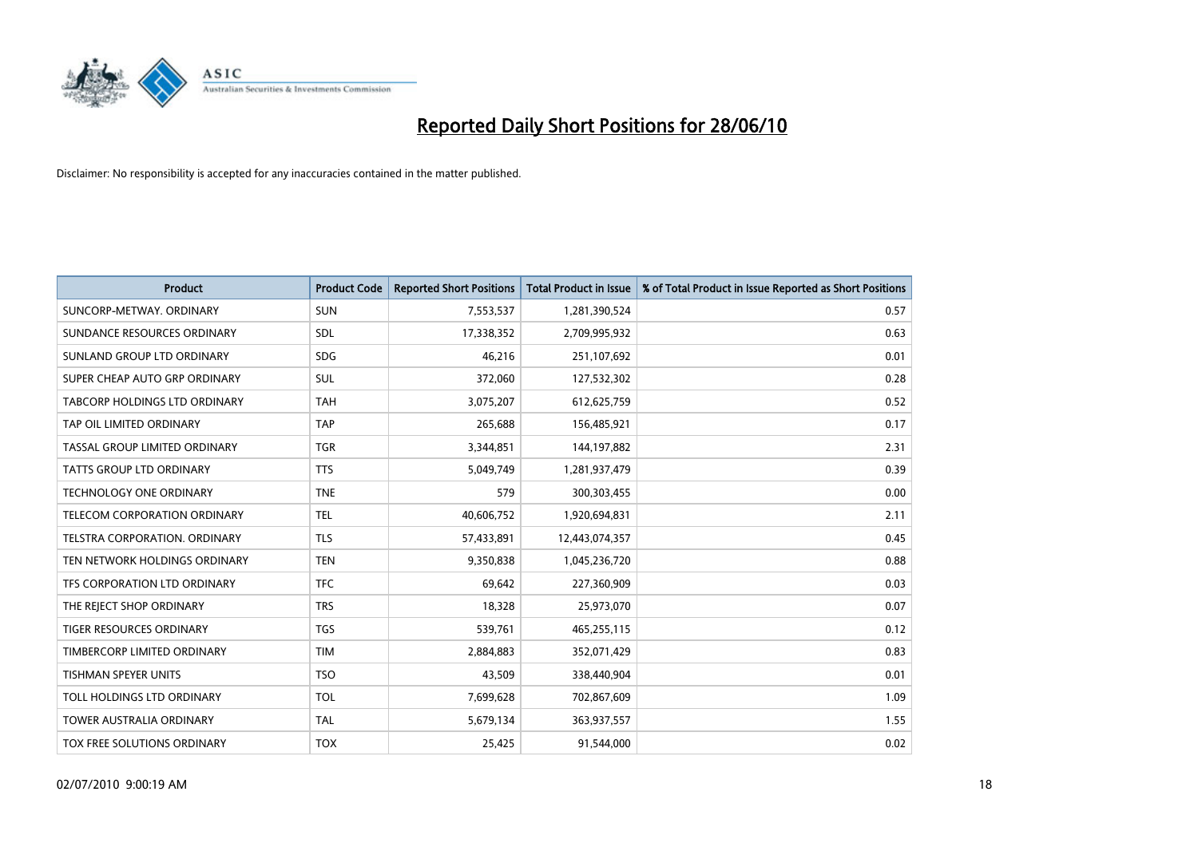# Reported Daily Short Positions for 28/06/10

Disclaimer: No responsibility is accepted for any inaccuracies contained in the matter published.

| Product | Product Code | Reported Short Positions | Total Product in Issue | % of Total Product in Issue Reported as Short Positions |
|---|---|---|---|---|
| SUNCORP-METWAY. ORDINARY | SUN | 7,553,537 | 1,281,390,524 | 0.57 |
| SUNDANCE RESOURCES ORDINARY | SDL | 17,338,352 | 2,709,995,932 | 0.63 |
| SUNLAND GROUP LTD ORDINARY | SDG | 46,216 | 251,107,692 | 0.01 |
| SUPER CHEAP AUTO GRP ORDINARY | SUL | 372,060 | 127,532,302 | 0.28 |
| TABCORP HOLDINGS LTD ORDINARY | TAH | 3,075,207 | 612,625,759 | 0.52 |
| TAP OIL LIMITED ORDINARY | TAP | 265,688 | 156,485,921 | 0.17 |
| TASSAL GROUP LIMITED ORDINARY | TGR | 3,344,851 | 144,197,882 | 2.31 |
| TATTS GROUP LTD ORDINARY | TTS | 5,049,749 | 1,281,937,479 | 0.39 |
| TECHNOLOGY ONE ORDINARY | TNE | 579 | 300,303,455 | 0.00 |
| TELECOM CORPORATION ORDINARY | TEL | 40,606,752 | 1,920,694,831 | 2.11 |
| TELSTRA CORPORATION. ORDINARY | TLS | 57,433,891 | 12,443,074,357 | 0.45 |
| TEN NETWORK HOLDINGS ORDINARY | TEN | 9,350,838 | 1,045,236,720 | 0.88 |
| TFS CORPORATION LTD ORDINARY | TFC | 69,642 | 227,360,909 | 0.03 |
| THE REJECT SHOP ORDINARY | TRS | 18,328 | 25,973,070 | 0.07 |
| TIGER RESOURCES ORDINARY | TGS | 539,761 | 465,255,115 | 0.12 |
| TIMBERCORP LIMITED ORDINARY | TIM | 2,884,883 | 352,071,429 | 0.83 |
| TISHMAN SPEYER UNITS | TSO | 43,509 | 338,440,904 | 0.01 |
| TOLL HOLDINGS LTD ORDINARY | TOL | 7,699,628 | 702,867,609 | 1.09 |
| TOWER AUSTRALIA ORDINARY | TAL | 5,679,134 | 363,937,557 | 1.55 |
| TOX FREE SOLUTIONS ORDINARY | TOX | 25,425 | 91,544,000 | 0.02 |

02/07/2010 9:00:19 AM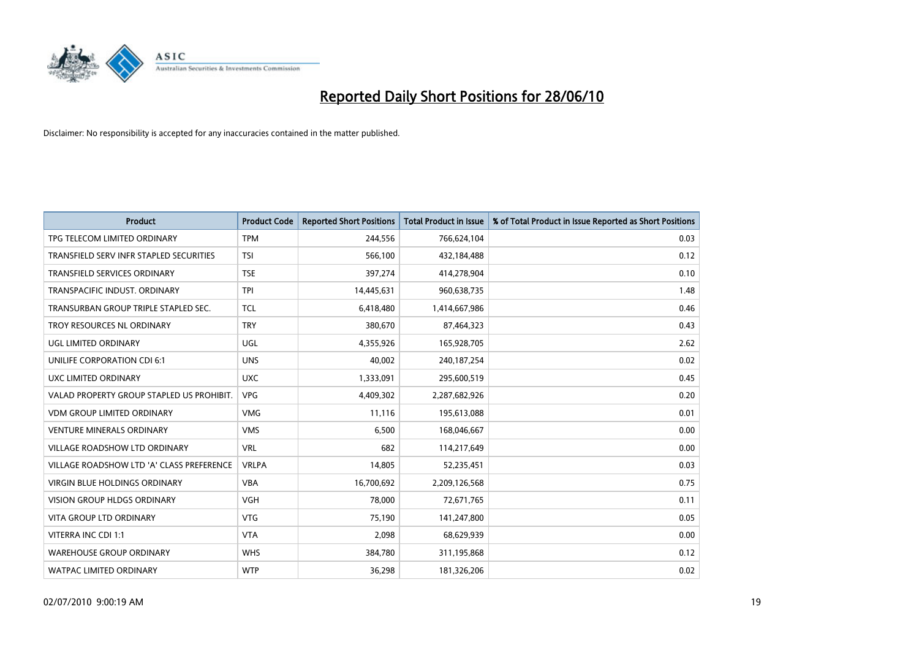# Reported Daily Short Positions for 28/06/10

Disclaimer: No responsibility is accepted for any inaccuracies contained in the matter published.

| Product | Product Code | Reported Short Positions | Total Product in Issue | % of Total Product in Issue Reported as Short Positions |
|---|---|---|---|---|
| TPG TELECOM LIMITED ORDINARY | TPM | 244,556 | 766,624,104 | 0.03 |
| TRANSFIELD SERV INFR STAPLED SECURITIES | TSI | 566,100 | 432,184,488 | 0.12 |
| TRANSFIELD SERVICES ORDINARY | TSE | 397,274 | 414,278,904 | 0.10 |
| TRANSPACIFIC INDUST. ORDINARY | TPI | 14,445,631 | 960,638,735 | 1.48 |
| TRANSURBAN GROUP TRIPLE STAPLED SEC. | TCL | 6,418,480 | 1,414,667,986 | 0.46 |
| TROY RESOURCES NL ORDINARY | TRY | 380,670 | 87,464,323 | 0.43 |
| UGL LIMITED ORDINARY | UGL | 4,355,926 | 165,928,705 | 2.62 |
| UNILIFE CORPORATION CDI 6:1 | UNS | 40,002 | 240,187,254 | 0.02 |
| UXC LIMITED ORDINARY | UXC | 1,333,091 | 295,600,519 | 0.45 |
| VALAD PROPERTY GROUP STAPLED US PROHIBIT. | VPG | 4,409,302 | 2,287,682,926 | 0.20 |
| VDM GROUP LIMITED ORDINARY | VMG | 11,116 | 195,613,088 | 0.01 |
| VENTURE MINERALS ORDINARY | VMS | 6,500 | 168,046,667 | 0.00 |
| VILLAGE ROADSHOW LTD ORDINARY | VRL | 682 | 114,217,649 | 0.00 |
| VILLAGE ROADSHOW LTD 'A' CLASS PREFERENCE | VRLPA | 14,805 | 52,235,451 | 0.03 |
| VIRGIN BLUE HOLDINGS ORDINARY | VBA | 16,700,692 | 2,209,126,568 | 0.75 |
| VISION GROUP HLDGS ORDINARY | VGH | 78,000 | 72,671,765 | 0.11 |
| VITA GROUP LTD ORDINARY | VTG | 75,190 | 141,247,800 | 0.05 |
| VITERRA INC CDI 1:1 | VTA | 2,098 | 68,629,939 | 0.00 |
| WAREHOUSE GROUP ORDINARY | WHS | 384,780 | 311,195,868 | 0.12 |
| WATPAC LIMITED ORDINARY | WTP | 36,298 | 181,326,206 | 0.02 |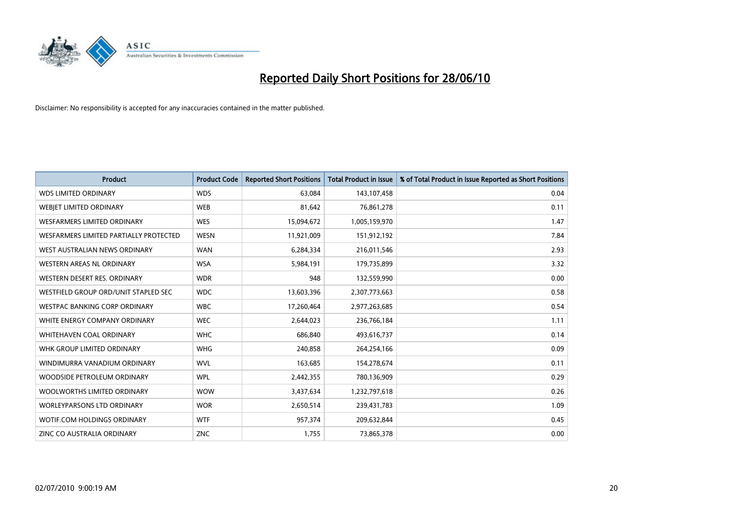# Reported Daily Short Positions for 28/06/10

Disclaimer: No responsibility is accepted for any inaccuracies contained in the matter published.

| Product | Product Code | Reported Short Positions | Total Product in Issue | % of Total Product in Issue Reported as Short Positions |
|---|---|---|---|---|
| WDS LIMITED ORDINARY | WDS | 63,084 | 143,107,458 | 0.04 |
| WEBJET LIMITED ORDINARY | WEB | 81,642 | 76,861,278 | 0.11 |
| WESFARMERS LIMITED ORDINARY | WES | 15,094,672 | 1,005,159,970 | 1.47 |
| WESFARMERS LIMITED PARTIALLY PROTECTED | WESN | 11,921,009 | 151,912,192 | 7.84 |
| WEST AUSTRALIAN NEWS ORDINARY | WAN | 6,284,334 | 216,011,546 | 2.93 |
| WESTERN AREAS NL ORDINARY | WSA | 5,984,191 | 179,735,899 | 3.32 |
| WESTERN DESERT RES. ORDINARY | WDR | 948 | 132,559,990 | 0.00 |
| WESTFIELD GROUP ORD/UNIT STAPLED SEC | WDC | 13,603,396 | 2,307,773,663 | 0.58 |
| WESTPAC BANKING CORP ORDINARY | WBC | 17,260,464 | 2,977,263,685 | 0.54 |
| WHITE ENERGY COMPANY ORDINARY | WEC | 2,644,023 | 236,766,184 | 1.11 |
| WHITEHAVEN COAL ORDINARY | WHC | 686,840 | 493,616,737 | 0.14 |
| WHK GROUP LIMITED ORDINARY | WHG | 240,858 | 264,254,166 | 0.09 |
| WINDIMURRA VANADIUM ORDINARY | WVL | 163,685 | 154,278,674 | 0.11 |
| WOODSIDE PETROLEUM ORDINARY | WPL | 2,442,355 | 780,136,909 | 0.29 |
| WOOLWORTHS LIMITED ORDINARY | WOW | 3,437,634 | 1,232,797,618 | 0.26 |
| WORLEYPARSONS LTD ORDINARY | WOR | 2,650,514 | 239,431,783 | 1.09 |
| WOTIF.COM HOLDINGS ORDINARY | WTF | 957,374 | 209,632,844 | 0.45 |
| ZINC CO AUSTRALIA ORDINARY | ZNC | 1,755 | 73,865,378 | 0.00 |